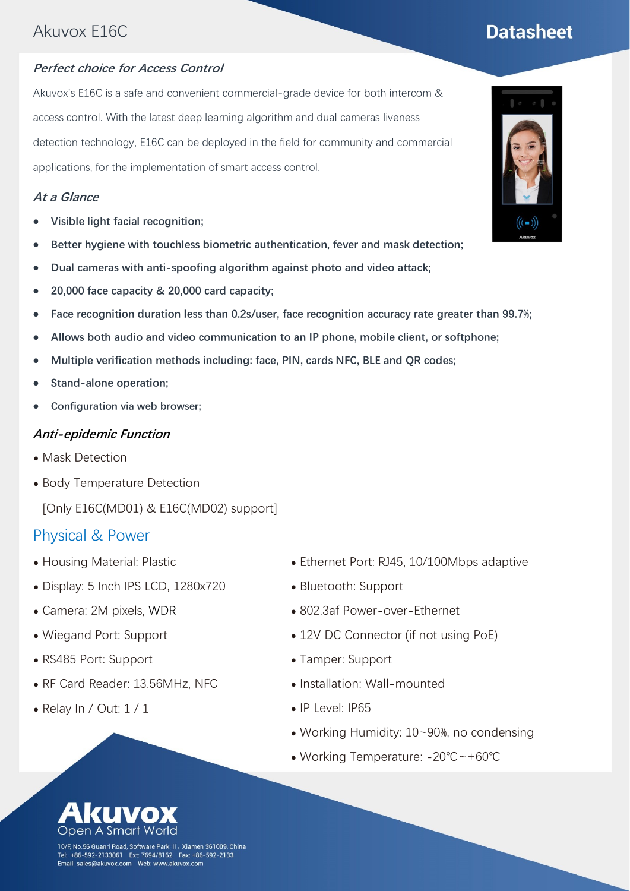# Akuvox E16C

## Datasheet

### *Perfect choice for Access Control*

Akuvox's E16C is a safe and convenient commercial-grade device for both intercom & access control. With the latest deep learning algorithm and dual cameras liveness detection technology, E16C can be deployed in the field for community and commercial applications, for the implementation of smart access control.

### *At a Glance*

- **Visible light facial recognition;**
- **Better hygiene with touchless biometric authentication, fever and mask detection;**
- **Dual cameras with anti-spoofing algorithm against photo and video attack;**
- **20,000 face capacity & 20,000 card capacity;**
- **Face recognition duration less than 0.2s/user, face recognition accuracy rate greater than 99.7%;**
- **Allows both audio and video communication to an IP phone, mobile client, or softphone;**
- **Multiple verification methods including: face, PIN, cards NFC, BLE and QR codes;**
- **Stand-alone operation;**
- **Configuration via web browser;**

### *Anti-epidemic Function*

- Mask Detection
- Body Temperature Detection

  [Only E16C(MD01) & E16C(MD02) support]

## Physical & Power

- Housing Material: Plastic
- Display: 5 Inch IPS LCD, 1280x720
- Camera: 2M pixels, WDR
- Wiegand Port: Support
- RS485 Port: Support
- RF Card Reader: 13.56MHz, NFC
- Relay In / Out: 1 / 1
- Ethernet Port: RJ45, 10/100Mbps adaptive
- Bluetooth: Support
- 802.3af Power-over-Ethernet
- 12V DC Connector (if not using PoE)
- Tamper: Support
- Installation: Wall-mounted
- IP Level: IP65
- Working Humidity: 10~90%, no condensing
- Working Temperature: -20℃~+60℃

Akuvox
Open A Smart World

10/F, No.56 Guanri Road, Software Park II, Xiamen 361009, China
Tel: +86-592-2133061 Ext: 7694/8162 Fax: +86-592-2133
Email: sales@akuvox.com Web: www.akuvox.com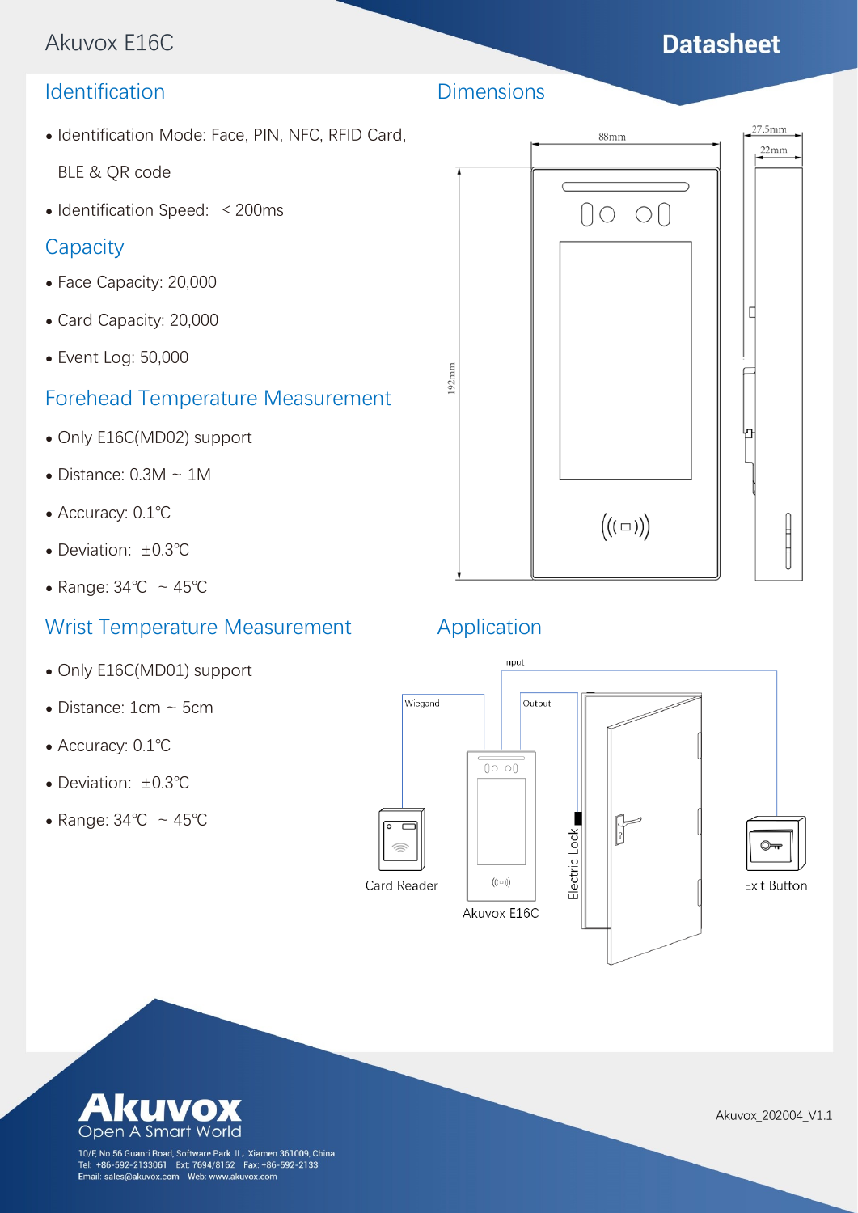## Identification

- Identification Mode: Face, PIN, NFC, RFID Card, BLE & QR code
- Identification Speed: < 200ms

## Capacity

- Face Capacity: 20,000
- Card Capacity: 20,000
- Event Log: 50,000

## Forehead Temperature Measurement

- Only E16C(MD02) support
- Distance: 0.3M ~ 1M
- Accuracy: 0.1℃
- Deviation: ±0.3℃
- Range: 34℃ ~ 45℃

## Wrist Temperature Measurement

- Only E16C(MD01) support
- Distance: 1cm ~ 5cm
- Accuracy: 0.1℃
- Deviation: ±0.3℃
- Range: 34℃ ~ 45℃

## Dimensions

88mm

27.5mm

22mm

192mm

## Application

Input

Wiegand

Output

Card Reader

Akuvox E16C

Electric Lock

Exit Button

Akuvox_202004_V1.1

Akuvox
Open A Smart World

10/F, No.56 Guanri Road, Software Park Ⅱ, Xiamen 361009, China
Tel: +86-592-2133061 Ext: 7694/8162 Fax: +86-592-2133
Email: sales@akuvox.com Web: www.akuvox.com